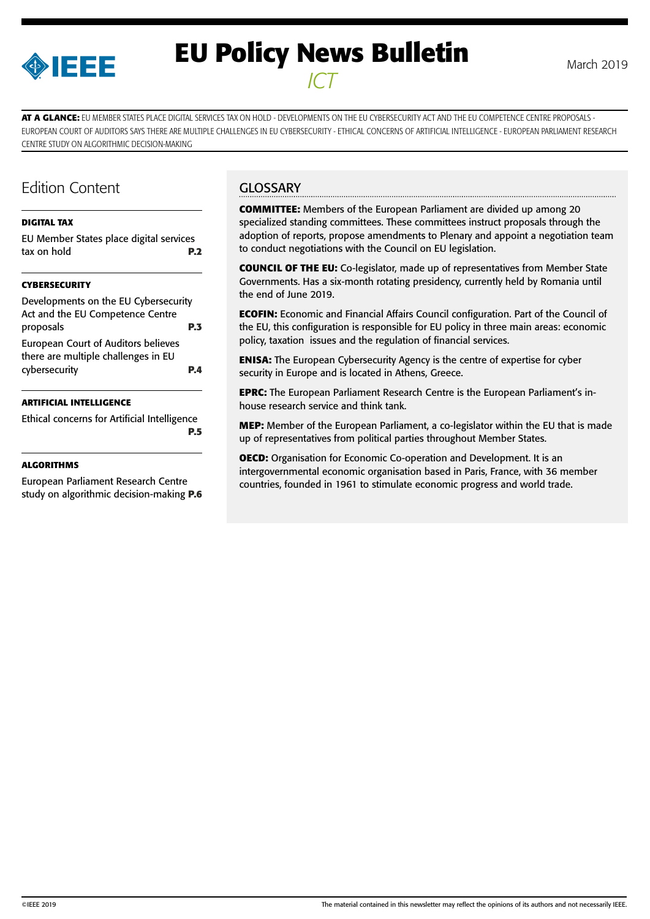# EU Policy News Bulletin

*ICT*

March 2019

**AT A GLANCE:** EU MEMBER STATES PLACE DIGITAL SERVICES TAX ON HOLD - DEVELOPMENTS ON THE EU CYBERSECURITY ACT AND THE EU COMPETENCE CENTRE PROPOSALS - EUROPEAN COURT OF AUDITORS SAYS THERE ARE MULTIPLE CHALLENGES IN EU CYBERSECURITY - ETHICAL CONCERNS OF ARTIFICIAL INTELLIGENCE - EUROPEAN PARLIAMENT RESEARCH CENTRE STUDY ON ALGORITHMIC DECISION-MAKING

## Edition Content

**DIGITAL TAX**

EU Member States place digital services tax on hold **P.2**

**CYBERSECURITY**

Developments on the EU Cybersecurity Act and the EU Competence Centre proposals **P.3**

European Court of Auditors believes there are multiple challenges in EU cybersecurity **P.4**

**ARTIFICIAL INTELLIGENCE**

Ethical concerns for Artificial Intelligence **P.5**

**ALGORITHMS**

European Parliament Research Centre study on algorithmic decision-making **P.6**

## GLOSSARY

**COMMITTEE:** Members of the European Parliament are divided up among 20 specialized standing committees. These committees instruct proposals through the adoption of reports, propose amendments to Plenary and appoint a negotiation team to conduct negotiations with the Council on EU legislation.

**COUNCIL OF THE EU:** Co-legislator, made up of representatives from Member State Governments. Has a six-month rotating presidency, currently held by Romania until the end of June 2019.

**ECOFIN:** Economic and Financial Affairs Council configuration. Part of the Council of the EU, this configuration is responsible for EU policy in three main areas: economic policy, taxation issues and the regulation of financial services.

**ENISA:** The European Cybersecurity Agency is the centre of expertise for cyber security in Europe and is located in Athens, Greece.

**EPRC:** The European Parliament Research Centre is the European Parliament's in-house research service and think tank.

**MEP:** Member of the European Parliament, a co-legislator within the EU that is made up of representatives from political parties throughout Member States.

**OECD:** Organisation for Economic Co-operation and Development. It is an intergovernmental economic organisation based in Paris, France, with 36 member countries, founded in 1961 to stimulate economic progress and world trade.

©IEEE 2019

The material contained in this newsletter may reflect the opinions of its authors and not necessarily IEEE.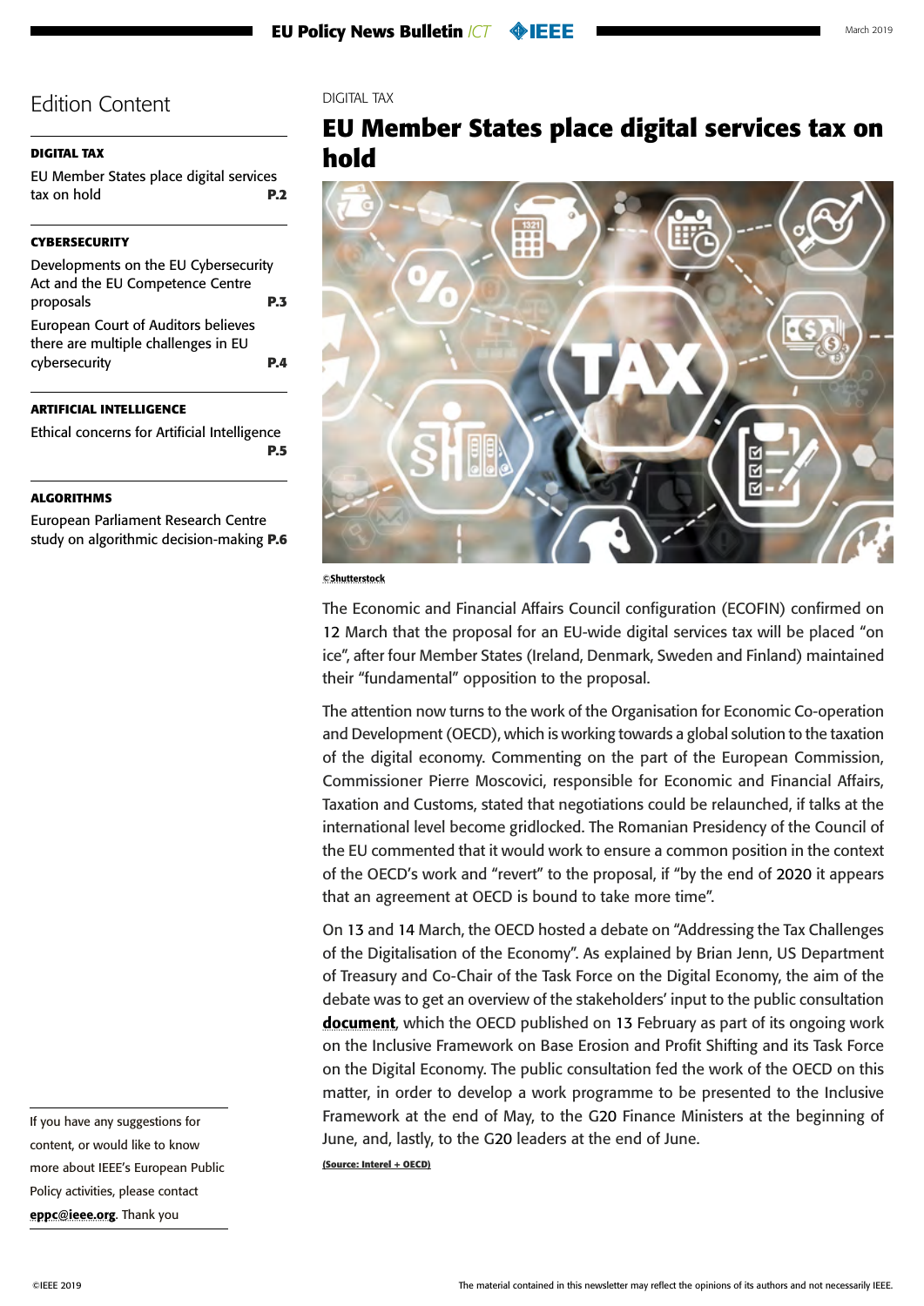## Edition Content

**DIGITAL TAX**

EU Member States place digital services tax on hold **P.2**

**CYBERSECURITY**

Developments on the EU Cybersecurity Act and the EU Competence Centre proposals **P.3**

European Court of Auditors believes there are multiple challenges in EU cybersecurity **P.4**

**ARTIFICIAL INTELLIGENCE**

Ethical concerns for Artificial Intelligence **P.5**

**ALGORITHMS**

European Parliament Research Centre study on algorithmic decision-making **P.6**

If you have any suggestions for content, or would like to know more about IEEE's European Public Policy activities, please contact **eppc@ieee.org**. Thank you

DIGITAL TAX

# EU Member States place digital services tax on hold

©Shutterstock

The Economic and Financial Affairs Council configuration (ECOFIN) confirmed on 12 March that the proposal for an EU-wide digital services tax will be placed "on ice", after four Member States (Ireland, Denmark, Sweden and Finland) maintained their "fundamental" opposition to the proposal.

The attention now turns to the work of the Organisation for Economic Co-operation and Development (OECD), which is working towards a global solution to the taxation of the digital economy. Commenting on the part of the European Commission, Commissioner Pierre Moscovici, responsible for Economic and Financial Affairs, Taxation and Customs, stated that negotiations could be relaunched, if talks at the international level become gridlocked. The Romanian Presidency of the Council of the EU commented that it would work to ensure a common position in the context of the OECD's work and "revert" to the proposal, if "by the end of 2020 it appears that an agreement at OECD is bound to take more time".

On 13 and 14 March, the OECD hosted a debate on "Addressing the Tax Challenges of the Digitalisation of the Economy". As explained by Brian Jenn, US Department of Treasury and Co-Chair of the Task Force on the Digital Economy, the aim of the debate was to get an overview of the stakeholders' input to the public consultation **document**, which the OECD published on 13 February as part of its ongoing work on the Inclusive Framework on Base Erosion and Profit Shifting and its Task Force on the Digital Economy. The public consultation fed the work of the OECD on this matter, in order to develop a work programme to be presented to the Inclusive Framework at the end of May, to the G20 Finance Ministers at the beginning of June, and, lastly, to the G20 leaders at the end of June.

(Source: Interel + OECD)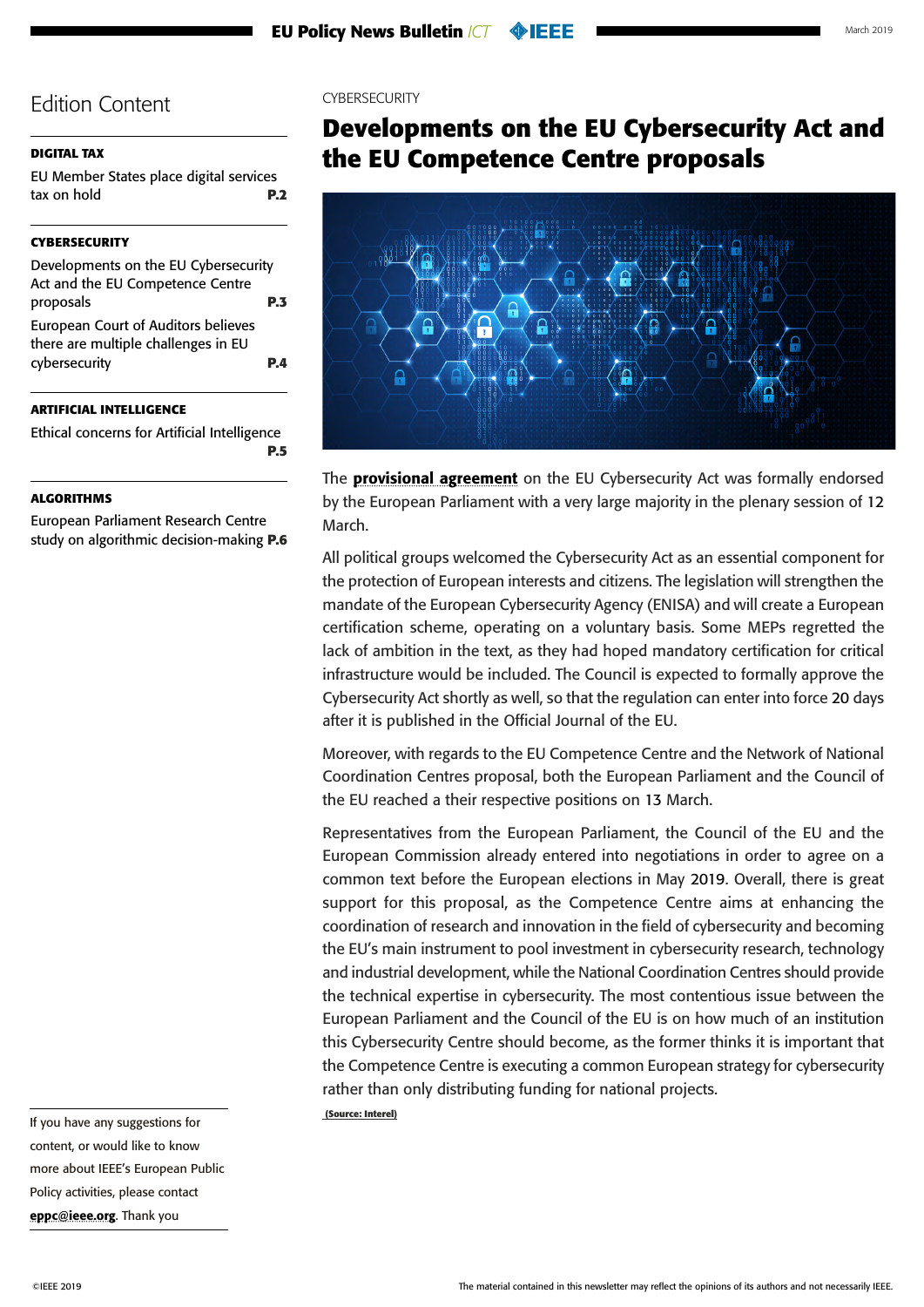## Edition Content

**DIGITAL TAX**

EU Member States place digital services tax on hold **P.2**

**CYBERSECURITY**

Developments on the EU Cybersecurity Act and the EU Competence Centre proposals **P.3**

European Court of Auditors believes there are multiple challenges in EU cybersecurity **P.4**

**ARTIFICIAL INTELLIGENCE**

Ethical concerns for Artificial Intelligence **P.5**

**ALGORITHMS**

European Parliament Research Centre study on algorithmic decision-making **P.6**

If you have any suggestions for content, or would like to know more about IEEE's European Public Policy activities, please contact **eppc@ieee.org**. Thank you

CYBERSECURITY

# Developments on the EU Cybersecurity Act and the EU Competence Centre proposals

The **provisional agreement** on the EU Cybersecurity Act was formally endorsed by the European Parliament with a very large majority in the plenary session of 12 March.

All political groups welcomed the Cybersecurity Act as an essential component for the protection of European interests and citizens. The legislation will strengthen the mandate of the European Cybersecurity Agency (ENISA) and will create a European certification scheme, operating on a voluntary basis. Some MEPs regretted the lack of ambition in the text, as they had hoped mandatory certification for critical infrastructure would be included. The Council is expected to formally approve the Cybersecurity Act shortly as well, so that the regulation can enter into force 20 days after it is published in the Official Journal of the EU.

Moreover, with regards to the EU Competence Centre and the Network of National Coordination Centres proposal, both the European Parliament and the Council of the EU reached a their respective positions on 13 March.

Representatives from the European Parliament, the Council of the EU and the European Commission already entered into negotiations in order to agree on a common text before the European elections in May 2019. Overall, there is great support for this proposal, as the Competence Centre aims at enhancing the coordination of research and innovation in the field of cybersecurity and becoming the EU's main instrument to pool investment in cybersecurity research, technology and industrial development, while the National Coordination Centres should provide the technical expertise in cybersecurity. The most contentious issue between the European Parliament and the Council of the EU is on how much of an institution this Cybersecurity Centre should become, as the former thinks it is important that the Competence Centre is executing a common European strategy for cybersecurity rather than only distributing funding for national projects.

**(Source: Interel)**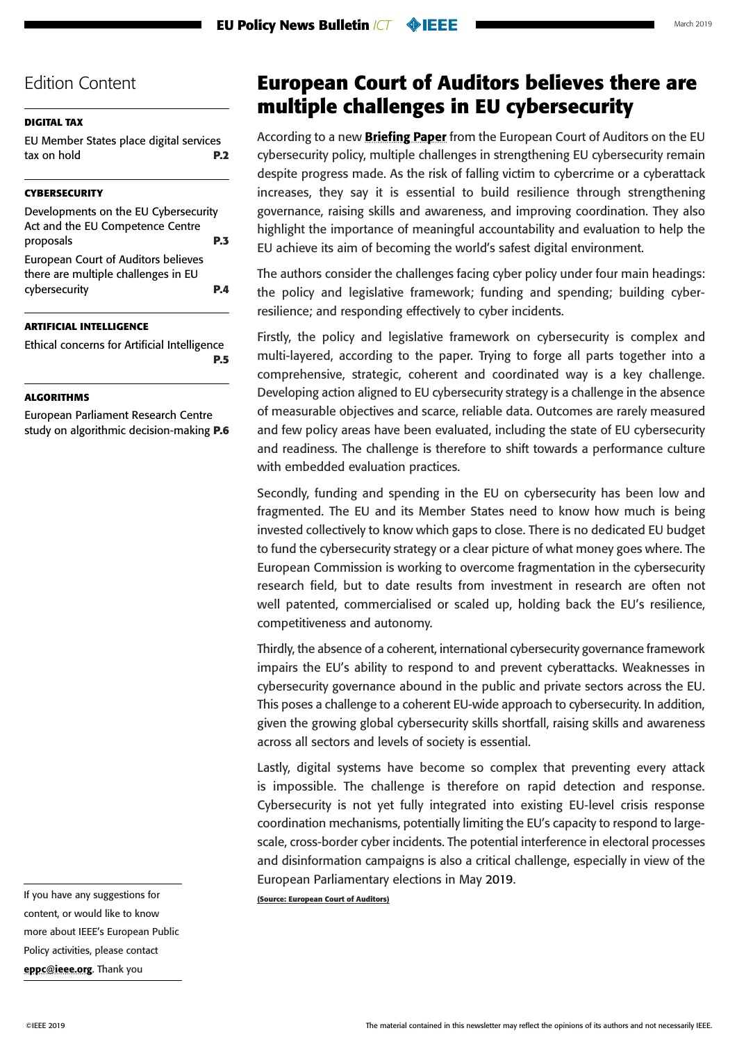# Edition Content

**DIGITAL TAX**

EU Member States place digital services tax on hold **P.2**

**CYBERSECURITY**

Developments on the EU Cybersecurity Act and the EU Competence Centre proposals **P.3**

European Court of Auditors believes there are multiple challenges in EU cybersecurity **P.4**

**ARTIFICIAL INTELLIGENCE**

Ethical concerns for Artificial Intelligence **P.5**

**ALGORITHMS**

European Parliament Research Centre study on algorithmic decision-making **P.6**

If you have any suggestions for content, or would like to know more about IEEE's European Public Policy activities, please contact **eppc@ieee.org**. Thank you

# European Court of Auditors believes there are multiple challenges in EU cybersecurity

According to a new **Briefing Paper** from the European Court of Auditors on the EU cybersecurity policy, multiple challenges in strengthening EU cybersecurity remain despite progress made. As the risk of falling victim to cybercrime or a cyberattack increases, they say it is essential to build resilience through strengthening governance, raising skills and awareness, and improving coordination. They also highlight the importance of meaningful accountability and evaluation to help the EU achieve its aim of becoming the world's safest digital environment.

The authors consider the challenges facing cyber policy under four main headings: the policy and legislative framework; funding and spending; building cyber-resilience; and responding effectively to cyber incidents.

Firstly, the policy and legislative framework on cybersecurity is complex and multi-layered, according to the paper. Trying to forge all parts together into a comprehensive, strategic, coherent and coordinated way is a key challenge. Developing action aligned to EU cybersecurity strategy is a challenge in the absence of measurable objectives and scarce, reliable data. Outcomes are rarely measured and few policy areas have been evaluated, including the state of EU cybersecurity and readiness. The challenge is therefore to shift towards a performance culture with embedded evaluation practices.

Secondly, funding and spending in the EU on cybersecurity has been low and fragmented. The EU and its Member States need to know how much is being invested collectively to know which gaps to close. There is no dedicated EU budget to fund the cybersecurity strategy or a clear picture of what money goes where. The European Commission is working to overcome fragmentation in the cybersecurity research field, but to date results from investment in research are often not well patented, commercialised or scaled up, holding back the EU's resilience, competitiveness and autonomy.

Thirdly, the absence of a coherent, international cybersecurity governance framework impairs the EU's ability to respond to and prevent cyberattacks. Weaknesses in cybersecurity governance abound in the public and private sectors across the EU. This poses a challenge to a coherent EU-wide approach to cybersecurity. In addition, given the growing global cybersecurity skills shortfall, raising skills and awareness across all sectors and levels of society is essential.

Lastly, digital systems have become so complex that preventing every attack is impossible. The challenge is therefore on rapid detection and response. Cybersecurity is not yet fully integrated into existing EU-level crisis response coordination mechanisms, potentially limiting the EU's capacity to respond to large-scale, cross-border cyber incidents. The potential interference in electoral processes and disinformation campaigns is also a critical challenge, especially in view of the European Parliamentary elections in May 2019.

**(Source: European Court of Auditors)**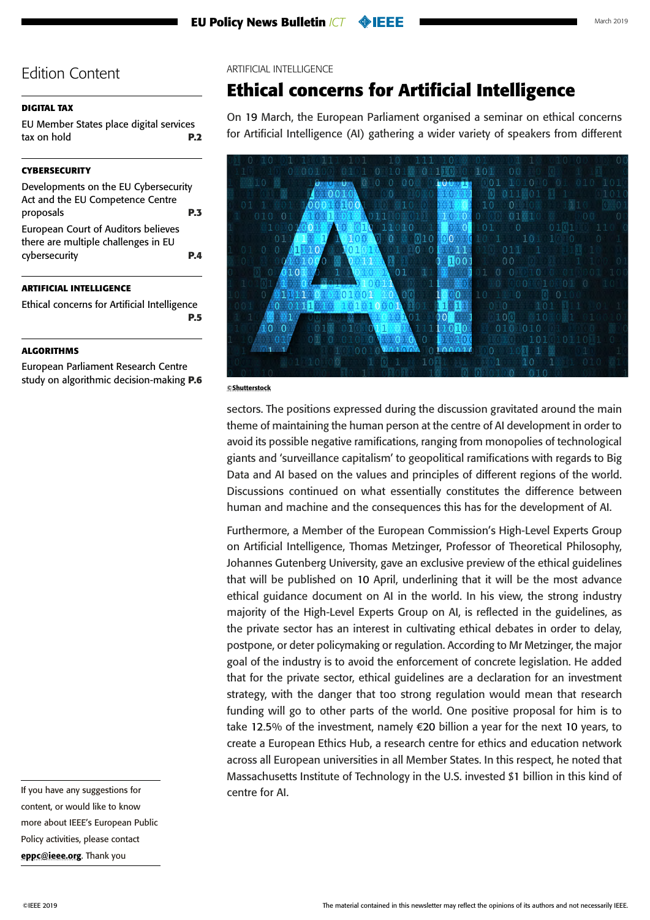## Edition Content

**DIGITAL TAX**

EU Member States place digital services tax on hold **P.2**

**CYBERSECURITY**

Developments on the EU Cybersecurity Act and the EU Competence Centre proposals **P.3**

European Court of Auditors believes there are multiple challenges in EU cybersecurity **P.4**

**ARTIFICIAL INTELLIGENCE**

Ethical concerns for Artificial Intelligence **P.5**

**ALGORITHMS**

European Parliament Research Centre study on algorithmic decision-making **P.6**

If you have any suggestions for content, or would like to know more about IEEE's European Public Policy activities, please contact **eppc@ieee.org**. Thank you

ARTIFICIAL INTELLIGENCE

# Ethical concerns for Artificial Intelligence

On 19 March, the European Parliament organised a seminar on ethical concerns for Artificial Intelligence (AI) gathering a wider variety of speakers from different sectors. The positions expressed during the discussion gravitated around the main theme of maintaining the human person at the centre of AI development in order to avoid its possible negative ramifications, ranging from monopolies of technological giants and 'surveillance capitalism' to geopolitical ramifications with regards to Big Data and AI based on the values and principles of different regions of the world. Discussions continued on what essentially constitutes the difference between human and machine and the consequences this has for the development of AI.

©Shutterstock

Furthermore, a Member of the European Commission's High-Level Experts Group on Artificial Intelligence, Thomas Metzinger, Professor of Theoretical Philosophy, Johannes Gutenberg University, gave an exclusive preview of the ethical guidelines that will be published on 10 April, underlining that it will be the most advance ethical guidance document on AI in the world. In his view, the strong industry majority of the High-Level Experts Group on AI, is reflected in the guidelines, as the private sector has an interest in cultivating ethical debates in order to delay, postpone, or deter policymaking or regulation. According to Mr Metzinger, the major goal of the industry is to avoid the enforcement of concrete legislation. He added that for the private sector, ethical guidelines are a declaration for an investment strategy, with the danger that too strong regulation would mean that research funding will go to other parts of the world. One positive proposal for him is to take 12.5% of the investment, namely €20 billion a year for the next 10 years, to create a European Ethics Hub, a research centre for ethics and education network across all European universities in all Member States. In this respect, he noted that Massachusetts Institute of Technology in the U.S. invested $1 billion in this kind of centre for AI.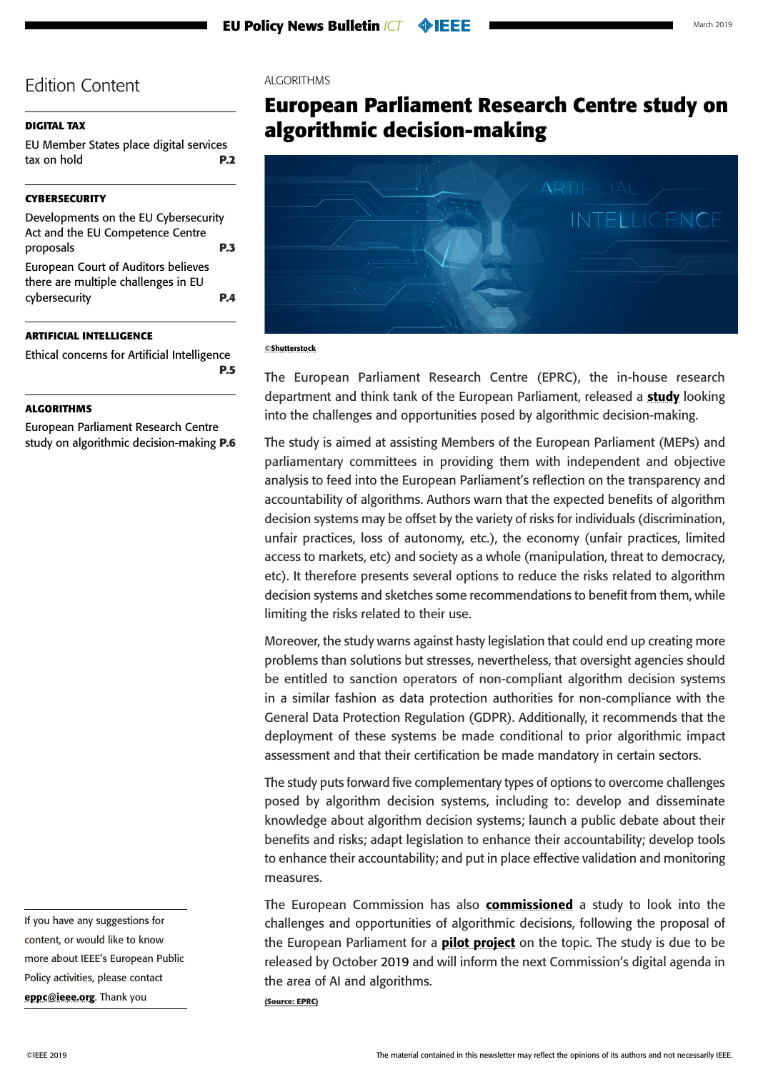## Edition Content

**DIGITAL TAX**

EU Member States place digital services tax on hold **P.2**

**CYBERSECURITY**

Developments on the EU Cybersecurity Act and the EU Competence Centre proposals **P.3**

European Court of Auditors believes there are multiple challenges in EU cybersecurity **P.4**

**ARTIFICIAL INTELLIGENCE**

Ethical concerns for Artificial Intelligence **P.5**

**ALGORITHMS**

European Parliament Research Centre study on algorithmic decision-making **P.6**

If you have any suggestions for content, or would like to know more about IEEE's European Public Policy activities, please contact **eppc@ieee.org**. Thank you

ALGORITHMS

# European Parliament Research Centre study on algorithmic decision-making

©Shutterstock

The European Parliament Research Centre (EPRC), the in-house research department and think tank of the European Parliament, released a **study** looking into the challenges and opportunities posed by algorithmic decision-making.

The study is aimed at assisting Members of the European Parliament (MEPs) and parliamentary committees in providing them with independent and objective analysis to feed into the European Parliament's reflection on the transparency and accountability of algorithms. Authors warn that the expected benefits of algorithm decision systems may be offset by the variety of risks for individuals (discrimination, unfair practices, loss of autonomy, etc.), the economy (unfair practices, limited access to markets, etc) and society as a whole (manipulation, threat to democracy, etc). It therefore presents several options to reduce the risks related to algorithm decision systems and sketches some recommendations to benefit from them, while limiting the risks related to their use.

Moreover, the study warns against hasty legislation that could end up creating more problems than solutions but stresses, nevertheless, that oversight agencies should be entitled to sanction operators of non-compliant algorithm decision systems in a similar fashion as data protection authorities for non-compliance with the General Data Protection Regulation (GDPR). Additionally, it recommends that the deployment of these systems be made conditional to prior algorithmic impact assessment and that their certification be made mandatory in certain sectors.

The study puts forward five complementary types of options to overcome challenges posed by algorithm decision systems, including to: develop and disseminate knowledge about algorithm decision systems; launch a public debate about their benefits and risks; adapt legislation to enhance their accountability; develop tools to enhance their accountability; and put in place effective validation and monitoring measures.

The European Commission has also **commissioned** a study to look into the challenges and opportunities of algorithmic decisions, following the proposal of the European Parliament for a **pilot project** on the topic. The study is due to be released by October 2019 and will inform the next Commission's digital agenda in the area of AI and algorithms.

(Source: EPRC)